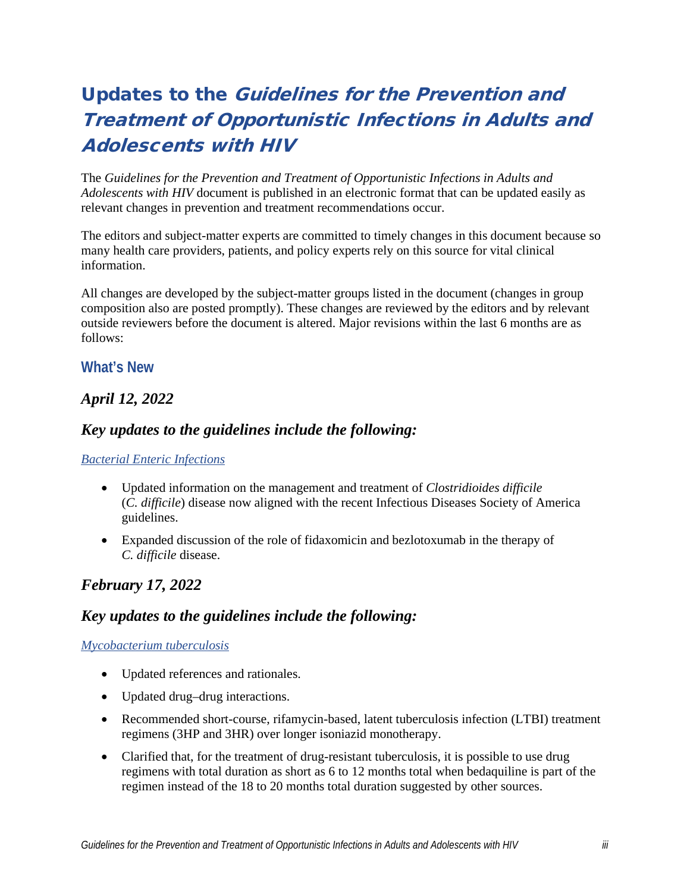# Updates to the *Guidelines for the Prevention and Treatment of Opportunistic Infections in Adults and Adolescents with HIV*

The *Guidelines for the Prevention and Treatment of Opportunistic Infections in Adults and Adolescents with HIV* document is published in an electronic format that can be updated easily as relevant changes in prevention and treatment recommendations occur.

The editors and subject-matter experts are committed to timely changes in this document because so many health care providers, patients, and policy experts rely on this source for vital clinical information.

All changes are developed by the subject-matter groups listed in the document (changes in group composition also are posted promptly). These changes are reviewed by the editors and by relevant outside reviewers before the document is altered. Major revisions within the last 6 months are as follows:

## What's New

### *April 12, 2022*

### *Key updates to the guidelines include the following:*

*Bacterial Enteric Infections*

- Updated information on the management and treatment of *Clostridioides difficile* (*C. difficile*) disease now aligned with the recent Infectious Diseases Society of America guidelines.
- Expanded discussion of the role of fidaxomicin and bezlotoxumab in the therapy of *C. difficile* disease.

### *February 17, 2022*

### *Key updates to the guidelines include the following:*

*Mycobacterium tuberculosis*

- Updated references and rationales.
- Updated drug–drug interactions.
- Recommended short-course, rifamycin-based, latent tuberculosis infection (LTBI) treatment regimens (3HP and 3HR) over longer isoniazid monotherapy.
- Clarified that, for the treatment of drug-resistant tuberculosis, it is possible to use drug regimens with total duration as short as 6 to 12 months total when bedaquiline is part of the regimen instead of the 18 to 20 months total duration suggested by other sources.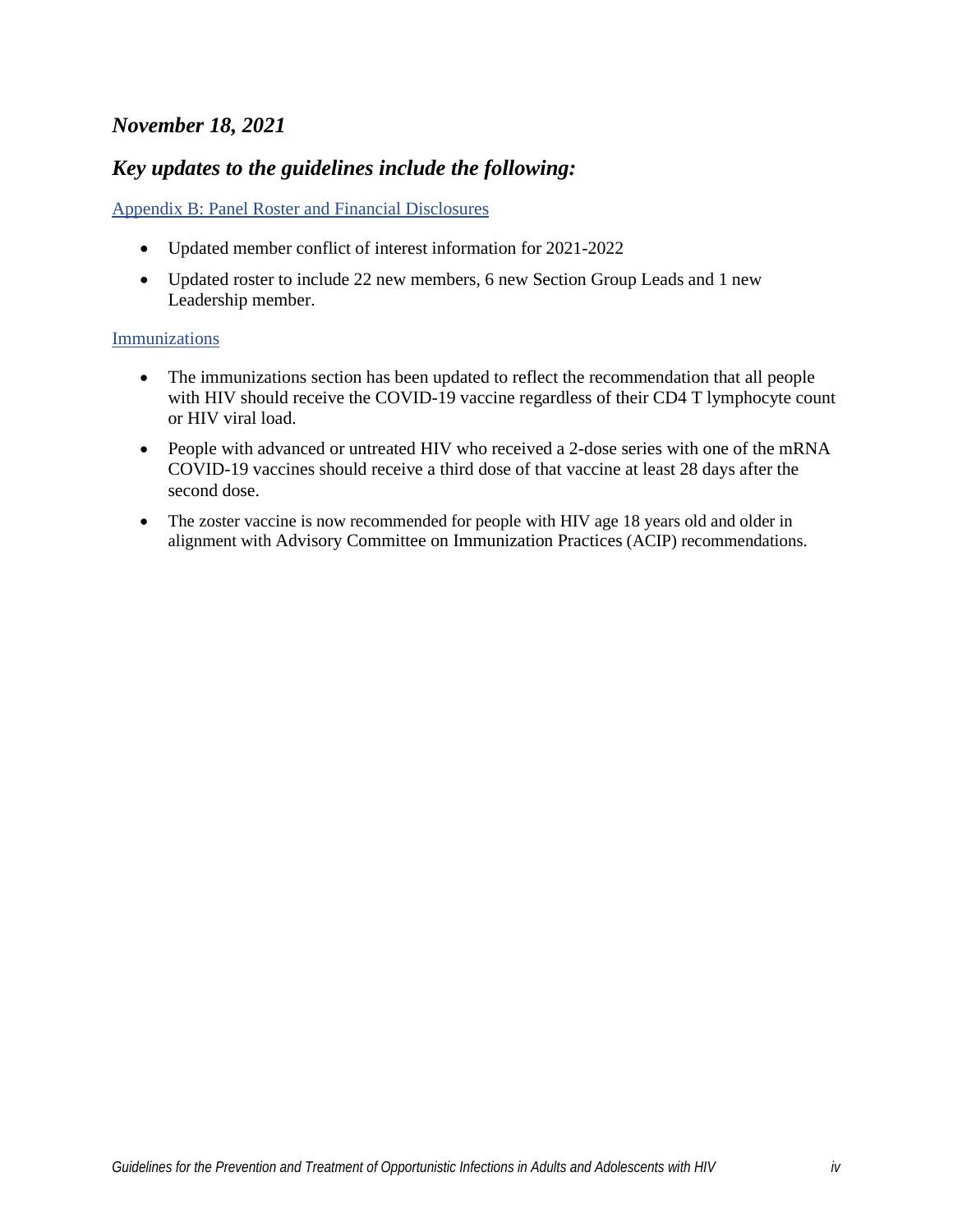### *November 18, 2021*

### *Key updates to the guidelines include the following:*

Appendix B: Panel Roster and Financial Disclosures

- Updated member conflict of interest information for 2021-2022
- Updated roster to include 22 new members, 6 new Section Group Leads and 1 new Leadership member.

Immunizations

- The immunizations section has been updated to reflect the recommendation that all people with HIV should receive the COVID-19 vaccine regardless of their CD4 T lymphocyte count or HIV viral load.
- People with advanced or untreated HIV who received a 2-dose series with one of the mRNA COVID-19 vaccines should receive a third dose of that vaccine at least 28 days after the second dose.
- The zoster vaccine is now recommended for people with HIV age 18 years old and older in alignment with Advisory Committee on Immunization Practices (ACIP) recommendations.